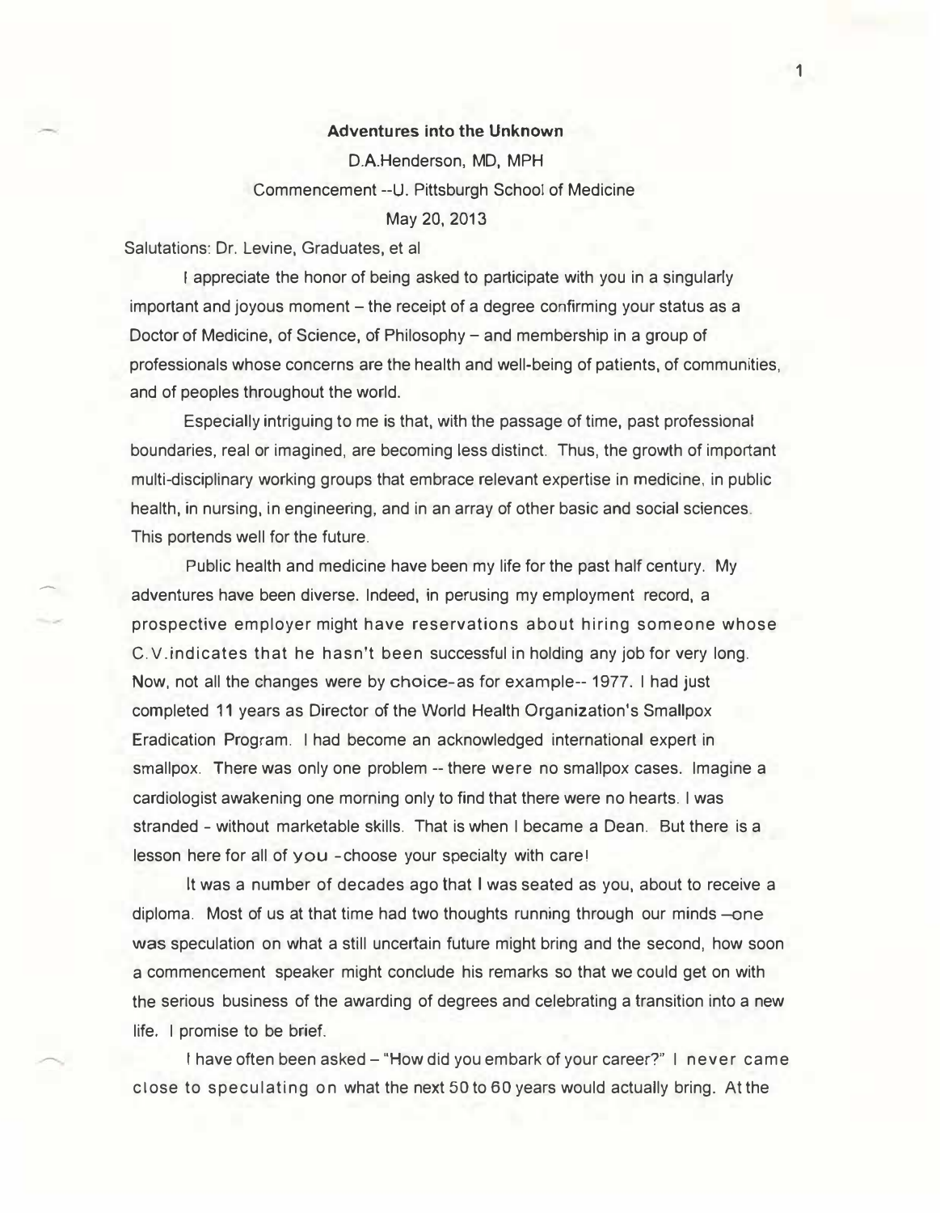**Adventures into the Unknown**

D.A.Henderson, MD, MPH

Commencement --U. Pittsburgh School of Medicine

May 20, 2013

Salutations: Dr. Levine, Graduates, et al

I appreciate the honor of being asked to participate with you in a singularly important and joyous moment – the receipt of a degree confirming your status as a Doctor of Medicine, of Science, of Philosophy – and membership in a group of professionals whose concerns are the health and well-being of patients, of communities, and of peoples throughout the world.

Especially intriguing to me is that, with the passage of time, past professional boundaries, real or imagined, are becoming less distinct. Thus, the growth of important multi-disciplinary working groups that embrace relevant expertise in medicine, in public health, in nursing, in engineering, and in an array of other basic and social sciences. This portends well for the future.

Public health and medicine have been my life for the past half century. My adventures have been diverse. Indeed, in perusing my employment record, a prospective employer might have reservations about hiring someone whose C.V.indicates that he hasn't been successful in holding any job for very long. Now, not all the changes were by choice-as for example-- 1977. I had just completed 11 years as Director of the World Health Organization's Smallpox Eradication Program. I had become an acknowledged international expert in smallpox. There was only one problem -- there were no smallpox cases. Imagine a cardiologist awakening one morning only to find that there were no hearts. I was stranded - without marketable skills. That is when I became a Dean. But there is a lesson here for all of you -choose your specialty with care!

It was a number of decades ago that I was seated as you, about to receive a diploma. Most of us at that time had two thoughts running through our minds –one was speculation on what a still uncertain future might bring and the second, how soon a commencement speaker might conclude his remarks so that we could get on with the serious business of the awarding of degrees and celebrating a transition into a new life. I promise to be brief.

I have often been asked – "How did you embark of your career?" I never came close to speculating on what the next 50 to 60 years would actually bring. At the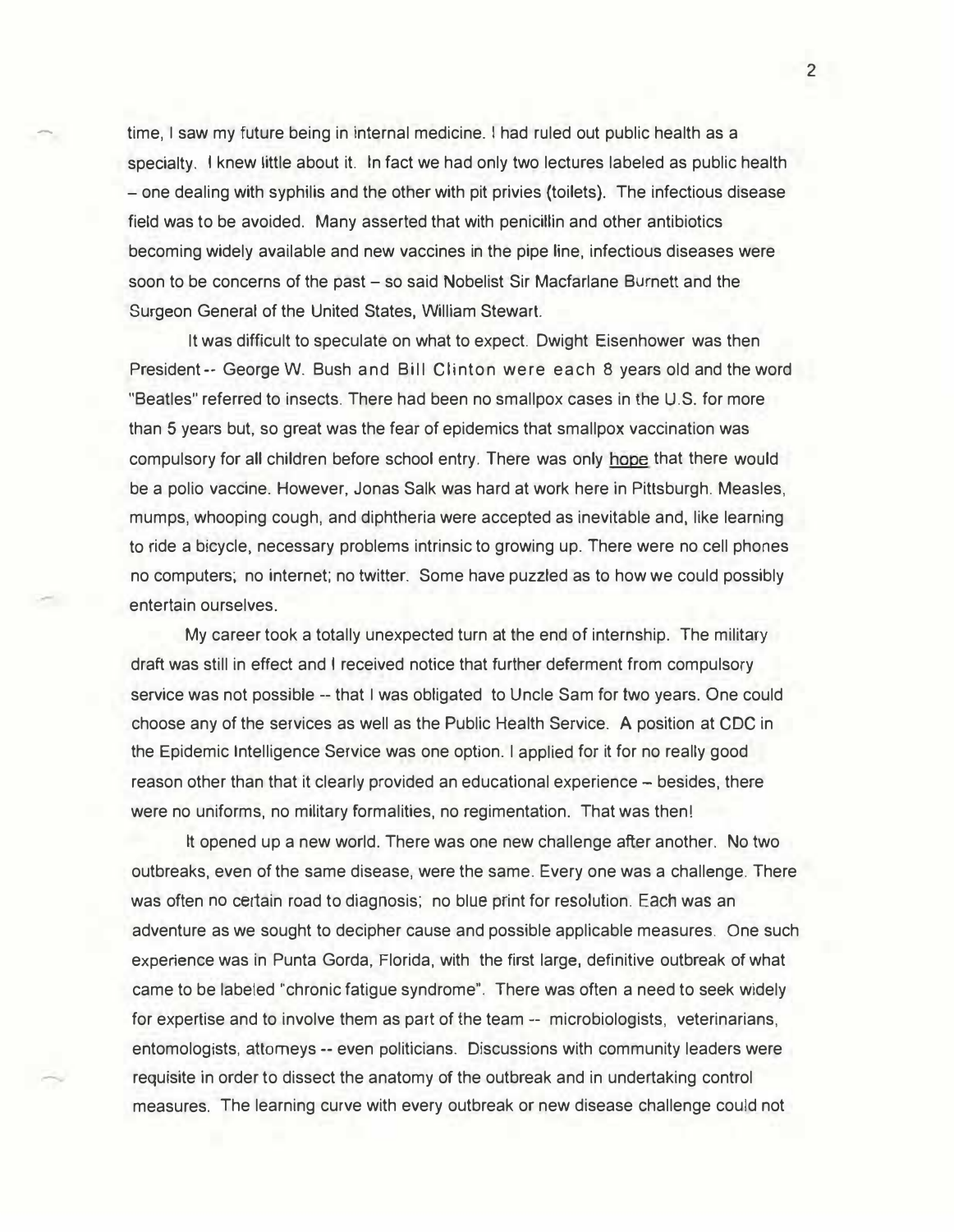time, I saw my future being in internal medicine. I had ruled out public health as a specialty. I knew little about it. In fact we had only two lectures labeled as public health – one dealing with syphilis and the other with pit privies (toilets). The infectious disease field was to be avoided. Many asserted that with penicillin and other antibiotics becoming widely available and new vaccines in the pipe line, infectious diseases were soon to be concerns of the past – so said Nobelist Sir Macfarlane Burnett and the Surgeon General of the United States, William Stewart.

It was difficult to speculate on what to expect. Dwight Eisenhower was then President -- George W. Bush and Bill Clinton were each 8 years old and the word "Beatles" referred to insects. There had been no smallpox cases in the U.S. for more than 5 years but, so great was the fear of epidemics that smallpox vaccination was compulsory for all children before school entry. There was only <u>hope</u> that there would be a polio vaccine. However, Jonas Salk was hard at work here in Pittsburgh. Measles, mumps, whooping cough, and diphtheria were accepted as inevitable and, like learning to ride a bicycle, necessary problems intrinsic to growing up. There were no cell phones no computers; no internet; no twitter. Some have puzzled as to how we could possibly entertain ourselves.

My career took a totally unexpected turn at the end of internship. The military draft was still in effect and I received notice that further deferment from compulsory service was not possible -- that I was obligated to Uncle Sam for two years. One could choose any of the services as well as the Public Health Service. A position at CDC in the Epidemic Intelligence Service was one option. I applied for it for no really good reason other than that it clearly provided an educational experience – besides, there were no uniforms, no military formalities, no regimentation. That was then!

It opened up a new world. There was one new challenge after another. No two outbreaks, even of the same disease, were the same. Every one was a challenge. There was often no certain road to diagnosis; no blue print for resolution. Each was an adventure as we sought to decipher cause and possible applicable measures. One such experience was in Punta Gorda, Florida, with the first large, definitive outbreak of what came to be labeled "chronic fatigue syndrome". There was often a need to seek widely for expertise and to involve them as part of the team -- microbiologists, veterinarians, entomologists, attorneys -- even politicians. Discussions with community leaders were requisite in order to dissect the anatomy of the outbreak and in undertaking control measures. The learning curve with every outbreak or new disease challenge could not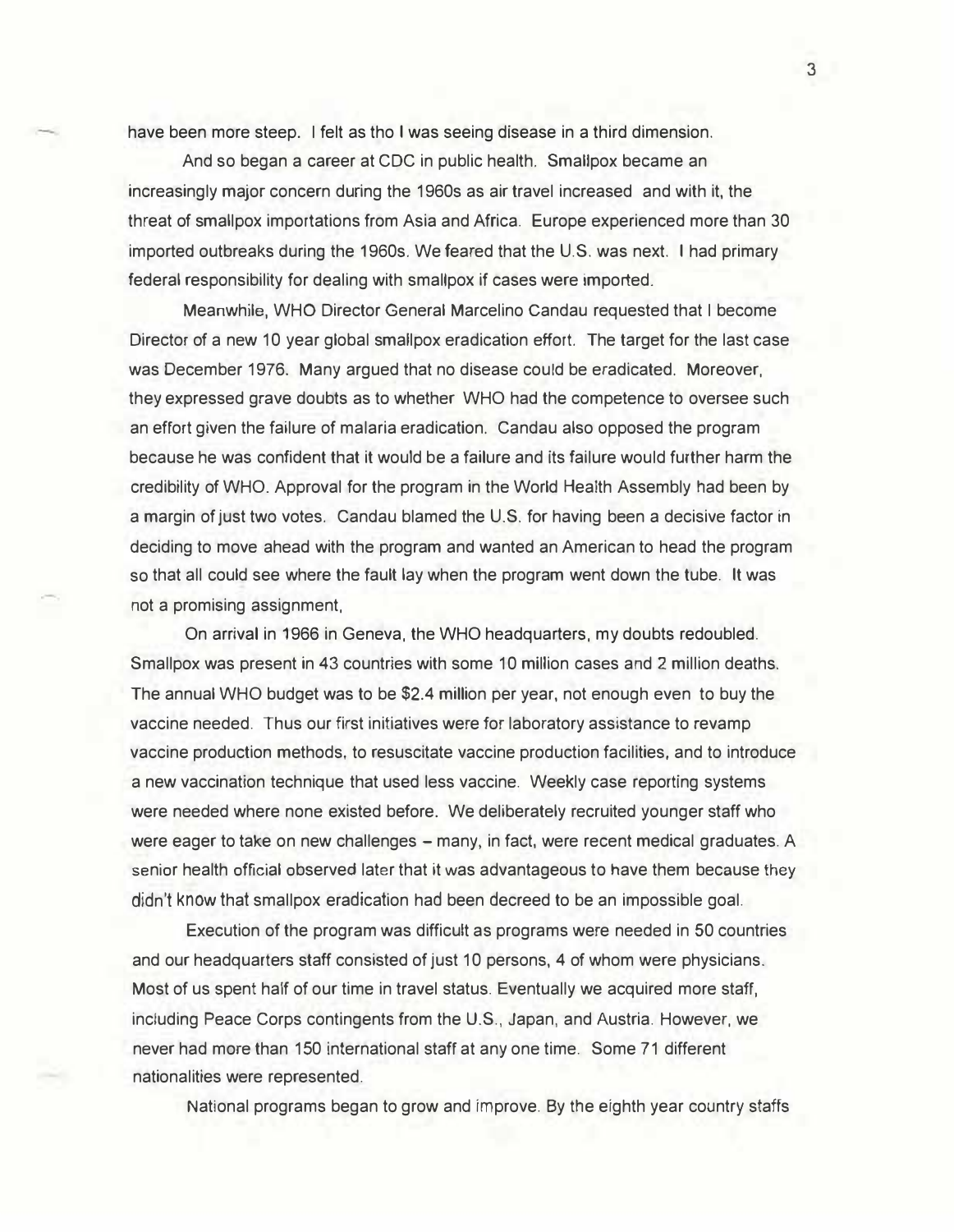have been more steep. I felt as tho I was seeing disease in a third dimension.

And so began a career at CDC in public health. Smallpox became an increasingly major concern during the 1960s as air travel increased and with it, the threat of smallpox importations from Asia and Africa. Europe experienced more than 30 imported outbreaks during the 1960s. We feared that the U.S. was next. I had primary federal responsibility for dealing with smallpox if cases were imported.

Meanwhile, WHO Director General Marcelino Candau requested that I become Director of a new 10 year global smallpox eradication effort. The target for the last case was December 1976. Many argued that no disease could be eradicated. Moreover, they expressed grave doubts as to whether WHO had the competence to oversee such an effort given the failure of malaria eradication. Candau also opposed the program because he was confident that it would be a failure and its failure would further harm the credibility of WHO. Approval for the program in the World Health Assembly had been by a margin of just two votes. Candau blamed the U.S. for having been a decisive factor in deciding to move ahead with the program and wanted an American to head the program so that all could see where the fault lay when the program went down the tube. It was not a promising assignment,

On arrival in 1966 in Geneva, the WHO headquarters, my doubts redoubled. Smallpox was present in 43 countries with some 10 million cases and 2 million deaths. The annual WHO budget was to be $2.4 million per year, not enough even to buy the vaccine needed. Thus our first initiatives were for laboratory assistance to revamp vaccine production methods, to resuscitate vaccine production facilities, and to introduce a new vaccination technique that used less vaccine. Weekly case reporting systems were needed where none existed before. We deliberately recruited younger staff who were eager to take on new challenges – many, in fact, were recent medical graduates. A senior health official observed later that it was advantageous to have them because they didn't know that smallpox eradication had been decreed to be an impossible goal.

Execution of the program was difficult as programs were needed in 50 countries and our headquarters staff consisted of just 10 persons, 4 of whom were physicians. Most of us spent half of our time in travel status. Eventually we acquired more staff, including Peace Corps contingents from the U.S., Japan, and Austria. However, we never had more than 150 international staff at any one time. Some 71 different nationalities were represented.

National programs began to grow and improve. By the eighth year country staffs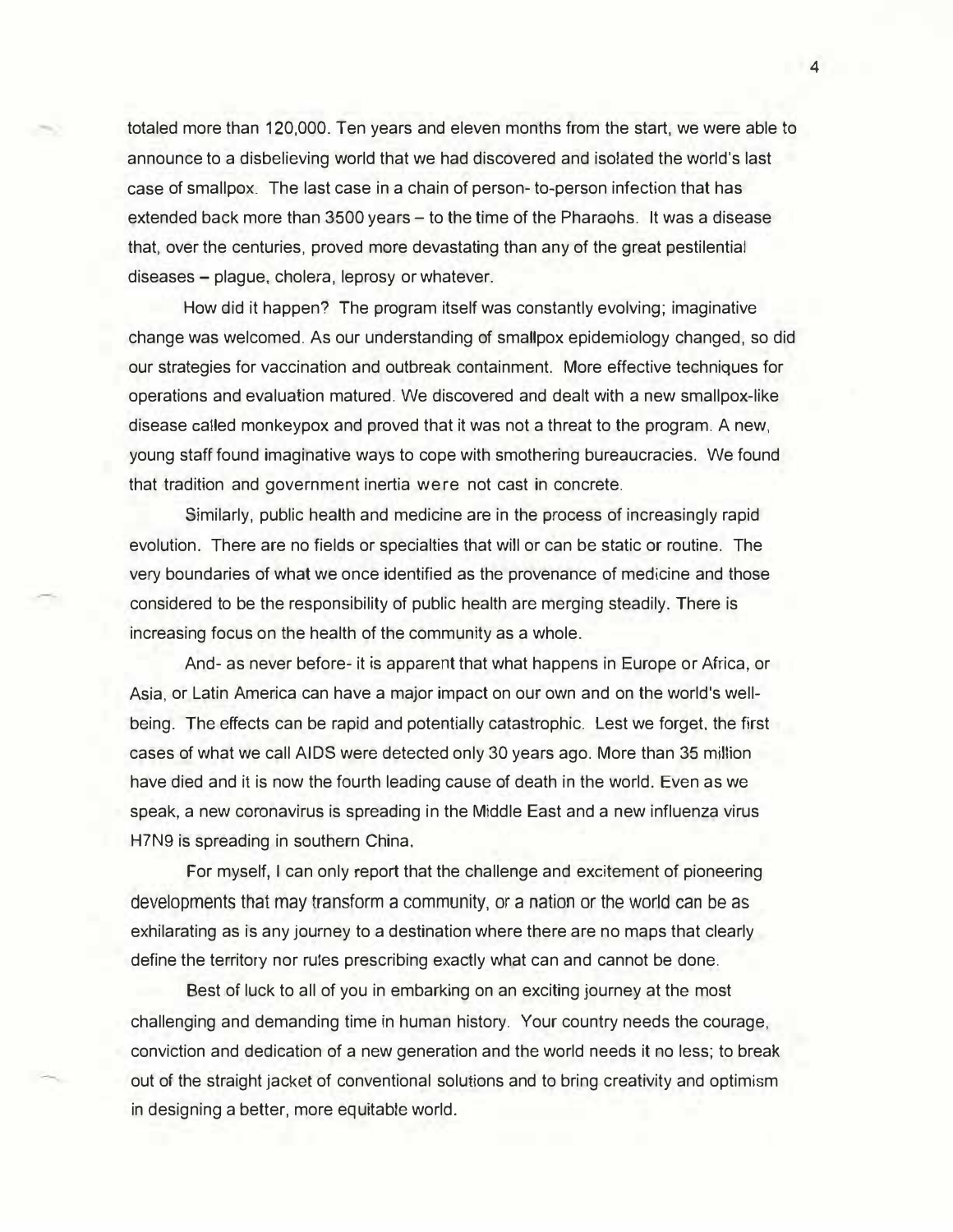totaled more than 120,000. Ten years and eleven months from the start, we were able to announce to a disbelieving world that we had discovered and isolated the world's last case of smallpox. The last case in a chain of person- to-person infection that has extended back more than 3500 years – to the time of the Pharaohs. It was a disease that, over the centuries, proved more devastating than any of the great pestilential diseases – plague, cholera, leprosy or whatever.

How did it happen? The program itself was constantly evolving; imaginative change was welcomed. As our understanding of smallpox epidemiology changed, so did our strategies for vaccination and outbreak containment. More effective techniques for operations and evaluation matured. We discovered and dealt with a new smallpox-like disease called monkeypox and proved that it was not a threat to the program. A new, young staff found imaginative ways to cope with smothering bureaucracies. We found that tradition and government inertia were not cast in concrete.

Similarly, public health and medicine are in the process of increasingly rapid evolution. There are no fields or specialties that will or can be static or routine. The very boundaries of what we once identified as the provenance of medicine and those considered to be the responsibility of public health are merging steadily. There is increasing focus on the health of the community as a whole.

And- as never before- it is apparent that what happens in Europe or Africa, or Asia, or Latin America can have a major impact on our own and on the world's well-being. The effects can be rapid and potentially catastrophic. Lest we forget, the first cases of what we call AIDS were detected only 30 years ago. More than 35 million have died and it is now the fourth leading cause of death in the world. Even as we speak, a new coronavirus is spreading in the Middle East and a new influenza virus H7N9 is spreading in southern China.

For myself, I can only report that the challenge and excitement of pioneering developments that may transform a community, or a nation or the world can be as exhilarating as is any journey to a destination where there are no maps that clearly define the territory nor rules prescribing exactly what can and cannot be done.

Best of luck to all of you in embarking on an exciting journey at the most challenging and demanding time in human history. Your country needs the courage, conviction and dedication of a new generation and the world needs it no less; to break out of the straight jacket of conventional solutions and to bring creativity and optimism in designing a better, more equitable world.